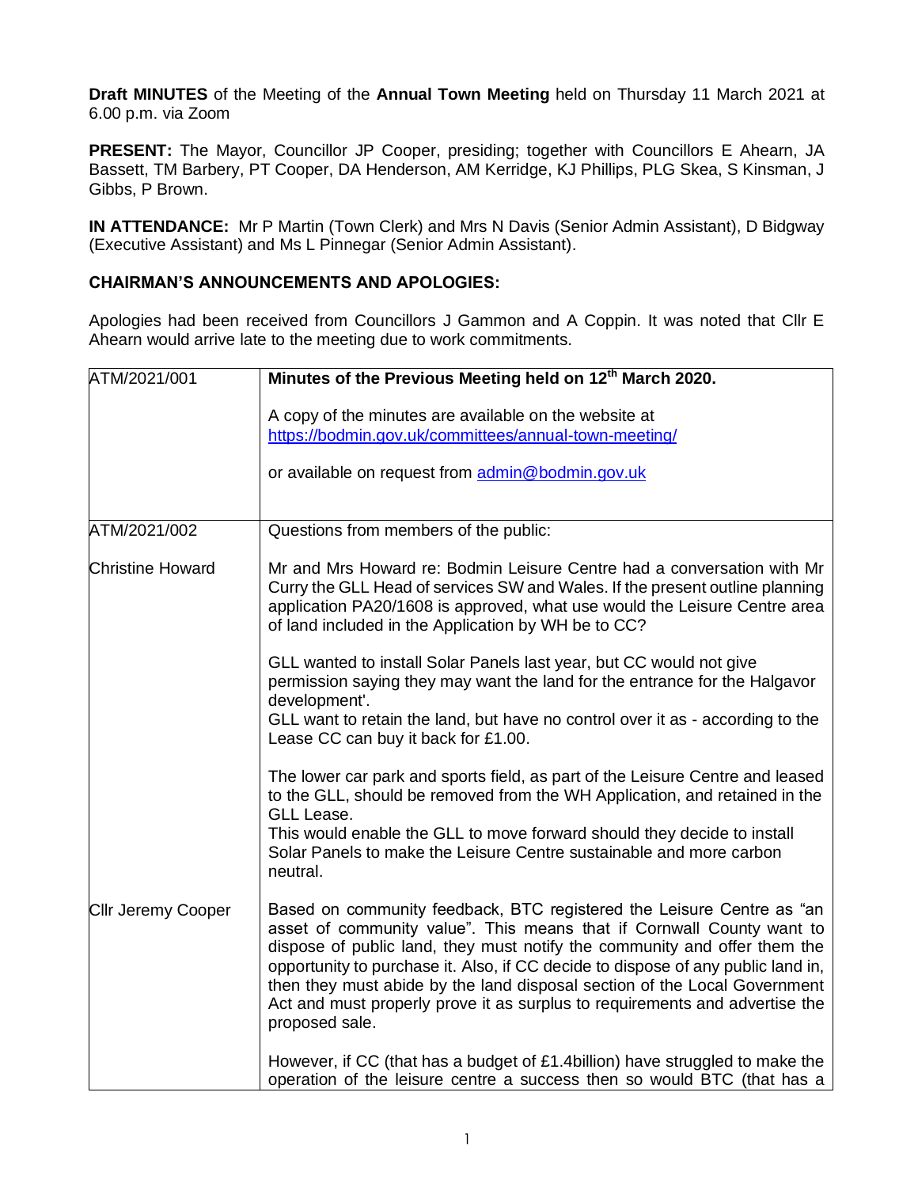**Draft MINUTES** of the Meeting of the **Annual Town Meeting** held on Thursday 11 March 2021 at 6.00 p.m. via Zoom

**PRESENT:** The Mayor, Councillor JP Cooper, presiding; together with Councillors E Ahearn, JA Bassett, TM Barbery, PT Cooper, DA Henderson, AM Kerridge, KJ Phillips, PLG Skea, S Kinsman, J Gibbs, P Brown.

**IN ATTENDANCE:** Mr P Martin (Town Clerk) and Mrs N Davis (Senior Admin Assistant), D Bidgway (Executive Assistant) and Ms L Pinnegar (Senior Admin Assistant).

**CHAIRMAN'S ANNOUNCEMENTS AND APOLOGIES:**

Apologies had been received from Councillors J Gammon and A Coppin. It was noted that Cllr E Ahearn would arrive late to the meeting due to work commitments.

| | |
|---|---|
| ATM/2021/001 | **Minutes of the Previous Meeting held on 12th March 2020.**<br><br>A copy of the minutes are available on the website at https://bodmin.gov.uk/committees/annual-town-meeting/<br><br>or available on request from admin@bodmin.gov.uk |
| ATM/2021/002 | Questions from members of the public: |
| Christine Howard | Mr and Mrs Howard re: Bodmin Leisure Centre had a conversation with Mr Curry the GLL Head of services SW and Wales. If the present outline planning application PA20/1608 is approved, what use would the Leisure Centre area of land included in the Application by WH be to CC?<br><br>GLL wanted to install Solar Panels last year, but CC would not give permission saying they may want the land for the entrance for the Halgavor development'.<br>GLL want to retain the land, but have no control over it as - according to the Lease CC can buy it back for £1.00.<br><br>The lower car park and sports field, as part of the Leisure Centre and leased to the GLL, should be removed from the WH Application, and retained in the GLL Lease.<br>This would enable the GLL to move forward should they decide to install Solar Panels to make the Leisure Centre sustainable and more carbon neutral. |
| Cllr Jeremy Cooper | Based on community feedback, BTC registered the Leisure Centre as "an asset of community value". This means that if Cornwall County want to dispose of public land, they must notify the community and offer them the opportunity to purchase it. Also, if CC decide to dispose of any public land in, then they must abide by the land disposal section of the Local Government Act and must properly prove it as surplus to requirements and advertise the proposed sale.<br><br>However, if CC (that has a budget of £1.4billion) have struggled to make the operation of the leisure centre a success then so would BTC (that has a |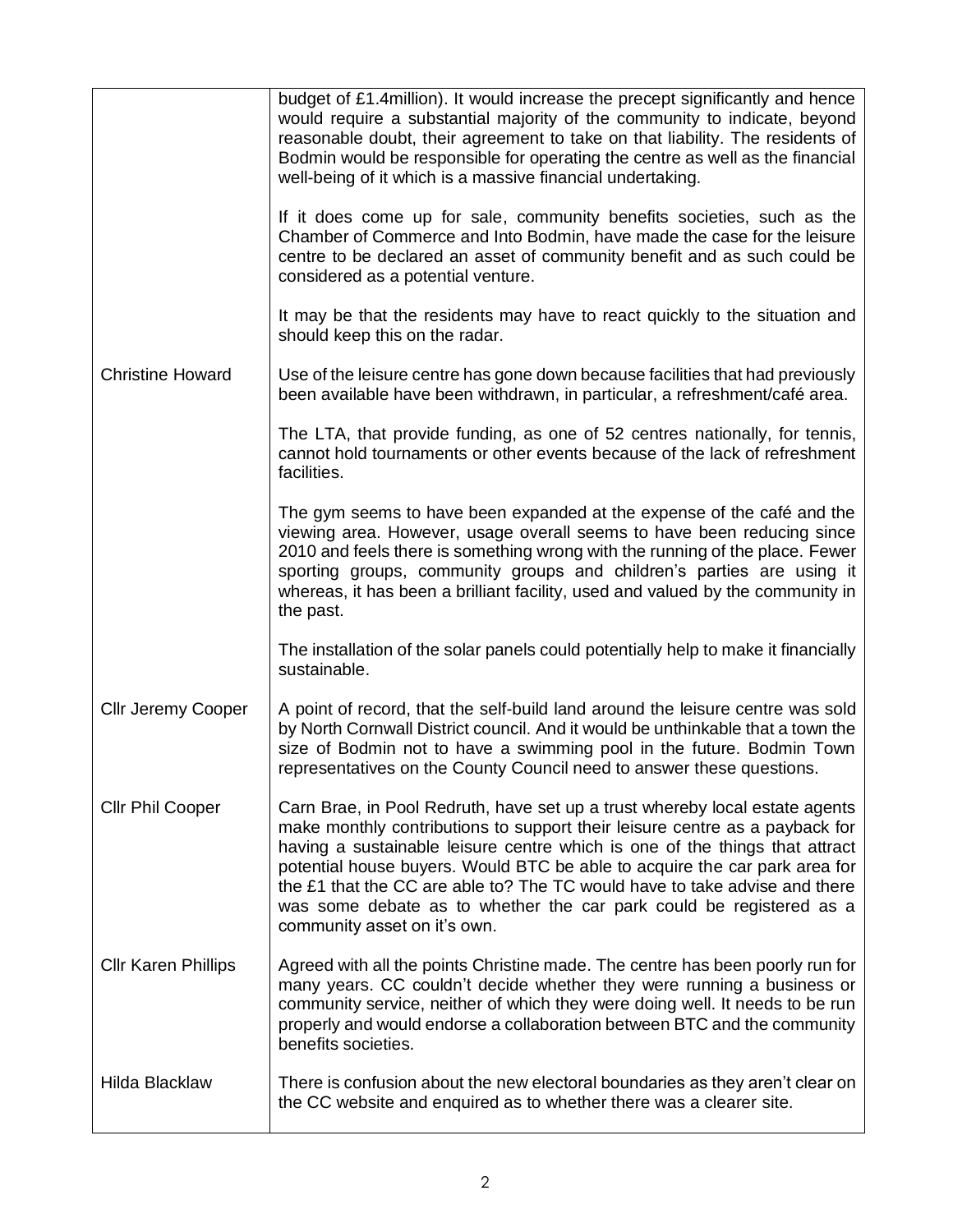| | |
|---|---|
| | budget of £1.4million). It would increase the precept significantly and hence would require a substantial majority of the community to indicate, beyond reasonable doubt, their agreement to take on that liability. The residents of Bodmin would be responsible for operating the centre as well as the financial well-being of it which is a massive financial undertaking.<br><br>If it does come up for sale, community benefits societies, such as the Chamber of Commerce and Into Bodmin, have made the case for the leisure centre to be declared an asset of community benefit and as such could be considered as a potential venture.<br><br>It may be that the residents may have to react quickly to the situation and should keep this on the radar. |
| Christine Howard | Use of the leisure centre has gone down because facilities that had previously been available have been withdrawn, in particular, a refreshment/café area.<br><br>The LTA, that provide funding, as one of 52 centres nationally, for tennis, cannot hold tournaments or other events because of the lack of refreshment facilities.<br><br>The gym seems to have been expanded at the expense of the café and the viewing area. However, usage overall seems to have been reducing since 2010 and feels there is something wrong with the running of the place. Fewer sporting groups, community groups and children's parties are using it whereas, it has been a brilliant facility, used and valued by the community in the past.<br><br>The installation of the solar panels could potentially help to make it financially sustainable. |
| Cllr Jeremy Cooper | A point of record, that the self-build land around the leisure centre was sold by North Cornwall District council. And it would be unthinkable that a town the size of Bodmin not to have a swimming pool in the future. Bodmin Town representatives on the County Council need to answer these questions. |
| Cllr Phil Cooper | Carn Brae, in Pool Redruth, have set up a trust whereby local estate agents make monthly contributions to support their leisure centre as a payback for having a sustainable leisure centre which is one of the things that attract potential house buyers. Would BTC be able to acquire the car park area for the £1 that the CC are able to? The TC would have to take advise and there was some debate as to whether the car park could be registered as a community asset on it's own. |
| Cllr Karen Phillips | Agreed with all the points Christine made. The centre has been poorly run for many years. CC couldn't decide whether they were running a business or community service, neither of which they were doing well. It needs to be run properly and would endorse a collaboration between BTC and the community benefits societies. |
| Hilda Blacklaw | There is confusion about the new electoral boundaries as they aren't clear on the CC website and enquired as to whether there was a clearer site. |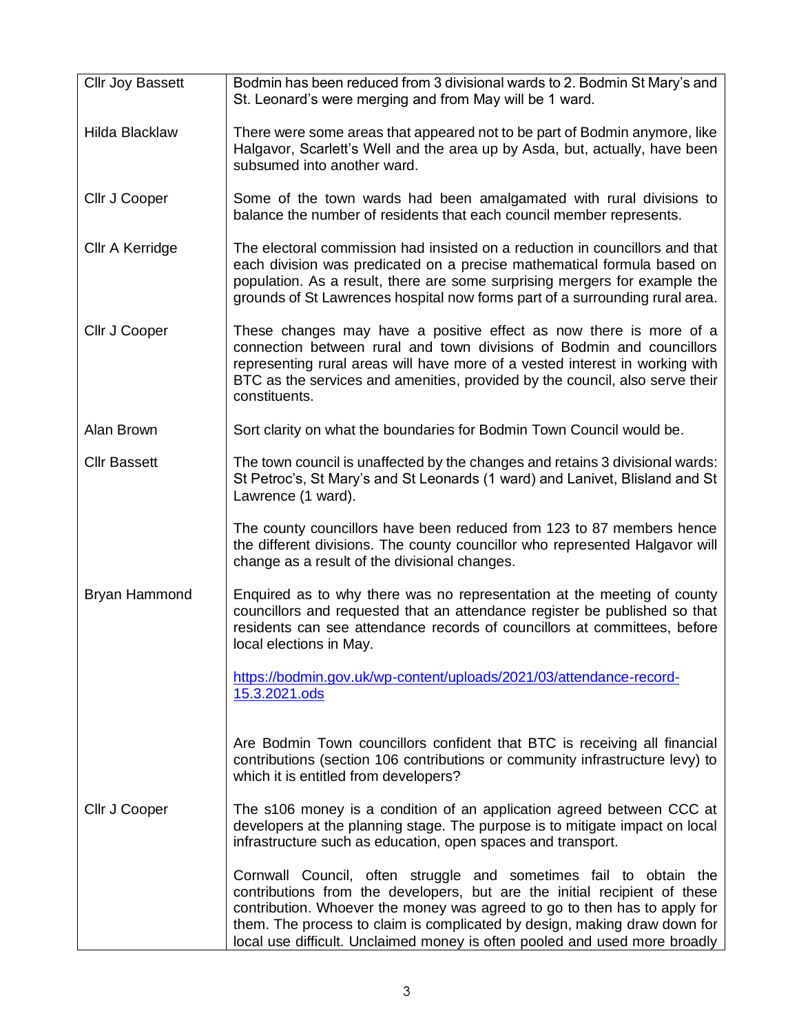| | |
|---|---|
| Cllr Joy Bassett | Bodmin has been reduced from 3 divisional wards to 2. Bodmin St Mary's and St. Leonard's were merging and from May will be 1 ward. |
| Hilda Blacklaw | There were some areas that appeared not to be part of Bodmin anymore, like Halgavor, Scarlett's Well and the area up by Asda, but, actually, have been subsumed into another ward. |
| Cllr J Cooper | Some of the town wards had been amalgamated with rural divisions to balance the number of residents that each council member represents. |
| Cllr A Kerridge | The electoral commission had insisted on a reduction in councillors and that each division was predicated on a precise mathematical formula based on population. As a result, there are some surprising mergers for example the grounds of St Lawrences hospital now forms part of a surrounding rural area. |
| Cllr J Cooper | These changes may have a positive effect as now there is more of a connection between rural and town divisions of Bodmin and councillors representing rural areas will have more of a vested interest in working with BTC as the services and amenities, provided by the council, also serve their constituents. |
| Alan Brown | Sort clarity on what the boundaries for Bodmin Town Council would be. |
| Cllr Bassett | The town council is unaffected by the changes and retains 3 divisional wards: St Petroc's, St Mary's and St Leonards (1 ward) and Lanivet, Blisland and St Lawrence (1 ward).<br><br>The county councillors have been reduced from 123 to 87 members hence the different divisions. The county councillor who represented Halgavor will change as a result of the divisional changes. |
| Bryan Hammond | Enquired as to why there was no representation at the meeting of county councillors and requested that an attendance register be published so that residents can see attendance records of councillors at committees, before local elections in May.<br><br>https://bodmin.gov.uk/wp-content/uploads/2021/03/attendance-record-15.3.2021.ods<br><br>Are Bodmin Town councillors confident that BTC is receiving all financial contributions (section 106 contributions or community infrastructure levy) to which it is entitled from developers? |
| Cllr J Cooper | The s106 money is a condition of an application agreed between CCC at developers at the planning stage. The purpose is to mitigate impact on local infrastructure such as education, open spaces and transport.<br><br>Cornwall Council, often struggle and sometimes fail to obtain the contributions from the developers, but are the initial recipient of these contribution. Whoever the money was agreed to go to then has to apply for them. The process to claim is complicated by design, making draw down for local use difficult. Unclaimed money is often pooled and used more broadly |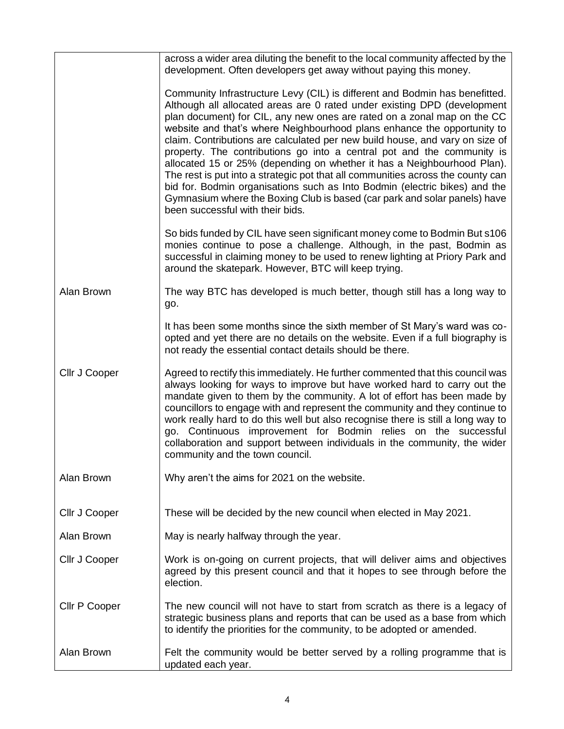| | |
|---|---|
| | across a wider area diluting the benefit to the local community affected by the development. Often developers get away without paying this money.<br><br>Community Infrastructure Levy (CIL) is different and Bodmin has benefitted. Although all allocated areas are 0 rated under existing DPD (development plan document) for CIL, any new ones are rated on a zonal map on the CC website and that's where Neighbourhood plans enhance the opportunity to claim. Contributions are calculated per new build house, and vary on size of property. The contributions go into a central pot and the community is allocated 15 or 25% (depending on whether it has a Neighbourhood Plan). The rest is put into a strategic pot that all communities across the county can bid for. Bodmin organisations such as Into Bodmin (electric bikes) and the Gymnasium where the Boxing Club is based (car park and solar panels) have been successful with their bids.<br><br>So bids funded by CIL have seen significant money come to Bodmin But s106 monies continue to pose a challenge. Although, in the past, Bodmin as successful in claiming money to be used to renew lighting at Priory Park and around the skatepark. However, BTC will keep trying. |
| Alan Brown | The way BTC has developed is much better, though still has a long way to go.<br><br>It has been some months since the sixth member of St Mary's ward was co-opted and yet there are no details on the website. Even if a full biography is not ready the essential contact details should be there. |
| Cllr J Cooper | Agreed to rectify this immediately. He further commented that this council was always looking for ways to improve but have worked hard to carry out the mandate given to them by the community. A lot of effort has been made by councillors to engage with and represent the community and they continue to work really hard to do this well but also recognise there is still a long way to go. Continuous improvement for Bodmin relies on the successful collaboration and support between individuals in the community, the wider community and the town council. |
| Alan Brown | Why aren't the aims for 2021 on the website. |
| Cllr J Cooper | These will be decided by the new council when elected in May 2021. |
| Alan Brown | May is nearly halfway through the year. |
| Cllr J Cooper | Work is on-going on current projects, that will deliver aims and objectives agreed by this present council and that it hopes to see through before the election. |
| Cllr P Cooper | The new council will not have to start from scratch as there is a legacy of strategic business plans and reports that can be used as a base from which to identify the priorities for the community, to be adopted or amended. |
| Alan Brown | Felt the community would be better served by a rolling programme that is updated each year. |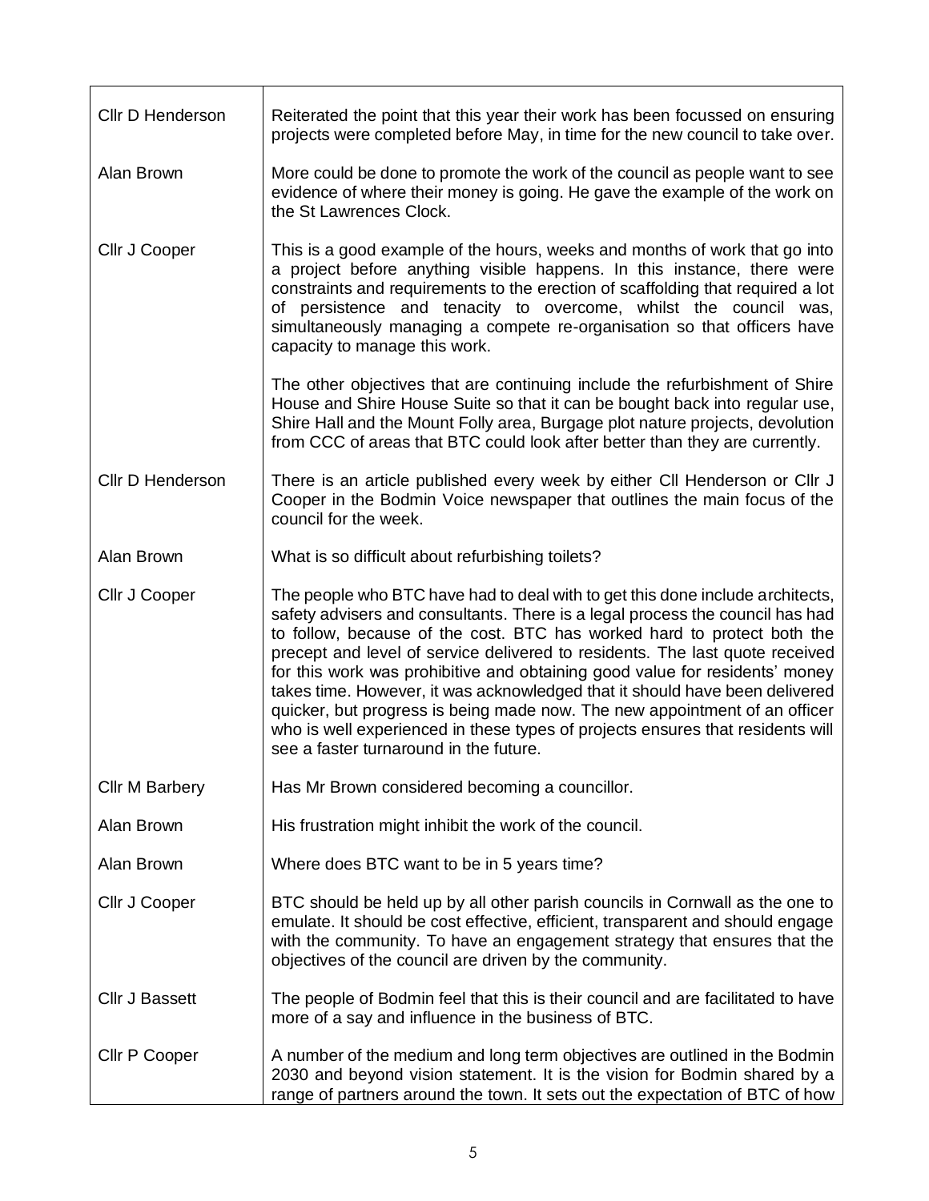| | |
|---|---|
| Cllr D Henderson | Reiterated the point that this year their work has been focussed on ensuring projects were completed before May, in time for the new council to take over. |
| Alan Brown | More could be done to promote the work of the council as people want to see evidence of where their money is going. He gave the example of the work on the St Lawrences Clock. |
| Cllr J Cooper | This is a good example of the hours, weeks and months of work that go into a project before anything visible happens. In this instance, there were constraints and requirements to the erection of scaffolding that required a lot of persistence and tenacity to overcome, whilst the council was, simultaneously managing a compete re-organisation so that officers have capacity to manage this work.<br><br>The other objectives that are continuing include the refurbishment of Shire House and Shire House Suite so that it can be bought back into regular use, Shire Hall and the Mount Folly area, Burgage plot nature projects, devolution from CCC of areas that BTC could look after better than they are currently. |
| Cllr D Henderson | There is an article published every week by either Cll Henderson or Cllr J Cooper in the Bodmin Voice newspaper that outlines the main focus of the council for the week. |
| Alan Brown | What is so difficult about refurbishing toilets? |
| Cllr J Cooper | The people who BTC have had to deal with to get this done include architects, safety advisers and consultants. There is a legal process the council has had to follow, because of the cost. BTC has worked hard to protect both the precept and level of service delivered to residents. The last quote received for this work was prohibitive and obtaining good value for residents' money takes time. However, it was acknowledged that it should have been delivered quicker, but progress is being made now. The new appointment of an officer who is well experienced in these types of projects ensures that residents will see a faster turnaround in the future. |
| Cllr M Barbery | Has Mr Brown considered becoming a councillor. |
| Alan Brown | His frustration might inhibit the work of the council. |
| Alan Brown | Where does BTC want to be in 5 years time? |
| Cllr J Cooper | BTC should be held up by all other parish councils in Cornwall as the one to emulate. It should be cost effective, efficient, transparent and should engage with the community. To have an engagement strategy that ensures that the objectives of the council are driven by the community. |
| Cllr J Bassett | The people of Bodmin feel that this is their council and are facilitated to have more of a say and influence in the business of BTC. |
| Cllr P Cooper | A number of the medium and long term objectives are outlined in the Bodmin 2030 and beyond vision statement. It is the vision for Bodmin shared by a range of partners around the town. It sets out the expectation of BTC of how |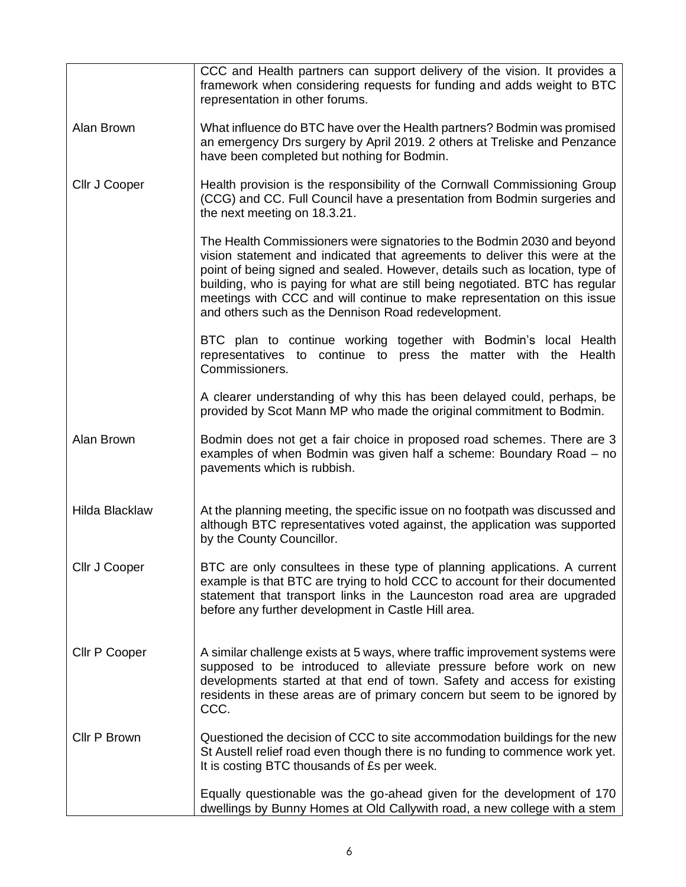| | |
|---|---|
| | CCC and Health partners can support delivery of the vision. It provides a framework when considering requests for funding and adds weight to BTC representation in other forums. |
| Alan Brown | What influence do BTC have over the Health partners? Bodmin was promised an emergency Drs surgery by April 2019. 2 others at Treliske and Penzance have been completed but nothing for Bodmin. |
| Cllr J Cooper | Health provision is the responsibility of the Cornwall Commissioning Group (CCG) and CC. Full Council have a presentation from Bodmin surgeries and the next meeting on 18.3.21.<br><br>The Health Commissioners were signatories to the Bodmin 2030 and beyond vision statement and indicated that agreements to deliver this were at the point of being signed and sealed. However, details such as location, type of building, who is paying for what are still being negotiated. BTC has regular meetings with CCC and will continue to make representation on this issue and others such as the Dennison Road redevelopment.<br><br>BTC plan to continue working together with Bodmin's local Health representatives to continue to press the matter with the Health Commissioners.<br><br>A clearer understanding of why this has been delayed could, perhaps, be provided by Scot Mann MP who made the original commitment to Bodmin. |
| Alan Brown | Bodmin does not get a fair choice in proposed road schemes. There are 3 examples of when Bodmin was given half a scheme: Boundary Road – no pavements which is rubbish. |
| Hilda Blacklaw | At the planning meeting, the specific issue on no footpath was discussed and although BTC representatives voted against, the application was supported by the County Councillor. |
| Cllr J Cooper | BTC are only consultees in these type of planning applications. A current example is that BTC are trying to hold CCC to account for their documented statement that transport links in the Launceston road area are upgraded before any further development in Castle Hill area. |
| Cllr P Cooper | A similar challenge exists at 5 ways, where traffic improvement systems were supposed to be introduced to alleviate pressure before work on new developments started at that end of town. Safety and access for existing residents in these areas are of primary concern but seem to be ignored by CCC. |
| Cllr P Brown | Questioned the decision of CCC to site accommodation buildings for the new St Austell relief road even though there is no funding to commence work yet. It is costing BTC thousands of £s per week.<br><br>Equally questionable was the go-ahead given for the development of 170 dwellings by Bunny Homes at Old Callywith road, a new college with a stem |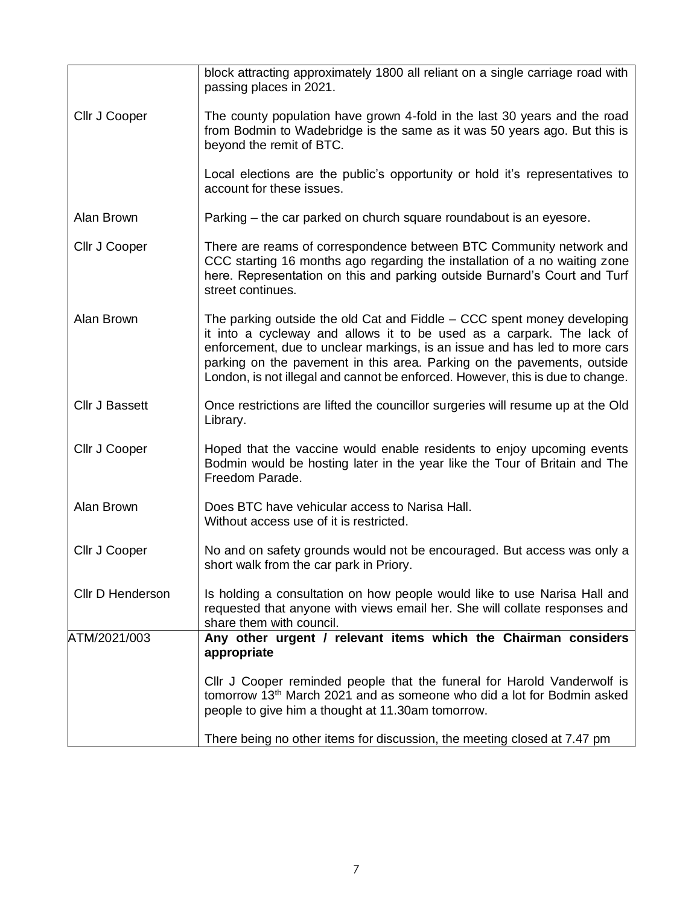| | |
|---|---|
| | block attracting approximately 1800 all reliant on a single carriage road with passing places in 2021. |
| Cllr J Cooper | The county population have grown 4-fold in the last 30 years and the road from Bodmin to Wadebridge is the same as it was 50 years ago. But this is beyond the remit of BTC.<br><br>Local elections are the public's opportunity or hold it's representatives to account for these issues. |
| Alan Brown | Parking – the car parked on church square roundabout is an eyesore. |
| Cllr J Cooper | There are reams of correspondence between BTC Community network and CCC starting 16 months ago regarding the installation of a no waiting zone here. Representation on this and parking outside Burnard's Court and Turf street continues. |
| Alan Brown | The parking outside the old Cat and Fiddle – CCC spent money developing it into a cycleway and allows it to be used as a carpark. The lack of enforcement, due to unclear markings, is an issue and has led to more cars parking on the pavement in this area. Parking on the pavements, outside London, is not illegal and cannot be enforced. However, this is due to change. |
| Cllr J Bassett | Once restrictions are lifted the councillor surgeries will resume up at the Old Library. |
| Cllr J Cooper | Hoped that the vaccine would enable residents to enjoy upcoming events Bodmin would be hosting later in the year like the Tour of Britain and The Freedom Parade. |
| Alan Brown | Does BTC have vehicular access to Narisa Hall.<br>Without access use of it is restricted. |
| Cllr J Cooper | No and on safety grounds would not be encouraged. But access was only a short walk from the car park in Priory. |
| Cllr D Henderson | Is holding a consultation on how people would like to use Narisa Hall and requested that anyone with views email her. She will collate responses and share them with council. |
| ATM/2021/003 | **Any other urgent / relevant items which the Chairman considers appropriate**<br><br>Cllr J Cooper reminded people that the funeral for Harold Vanderwolf is tomorrow 13th March 2021 and as someone who did a lot for Bodmin asked people to give him a thought at 11.30am tomorrow.<br><br>There being no other items for discussion, the meeting closed at 7.47 pm |